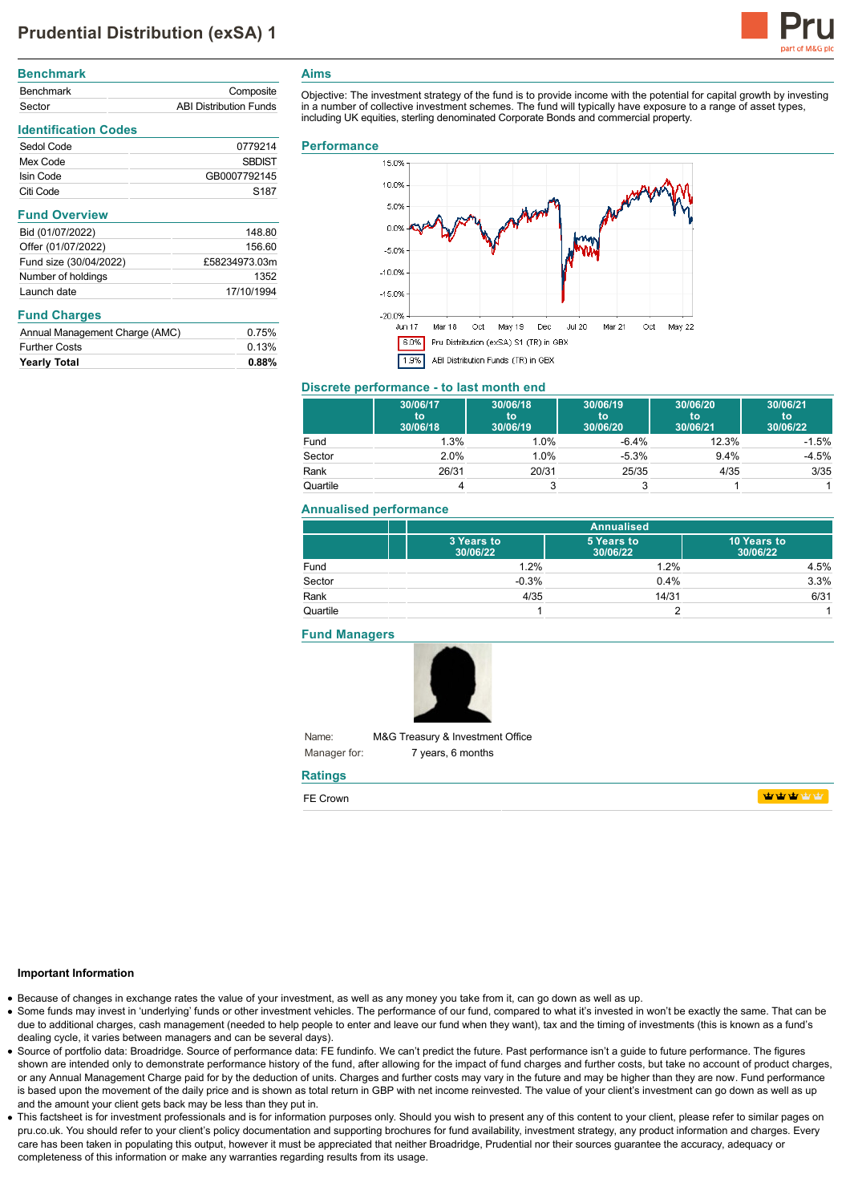# Prudential Distribution (exSA) 1

## Benchmark

| | |
|---|---|
| Benchmark | Composite |
| Sector | ABI Distribution Funds |

## Identification Codes

| | |
|---|---|
| Sedol Code | 0779214 |
| Mex Code | SBDIST |
| Isin Code | GB0007792145 |
| Citi Code | S187 |

## Fund Overview

| | |
|---|---|
| Bid (01/07/2022) | 148.80 |
| Offer (01/07/2022) | 156.60 |
| Fund size (30/04/2022) | £58234973.03m |
| Number of holdings | 1352 |
| Launch date | 17/10/1994 |

## Fund Charges

| | |
|---|---|
| Annual Management Charge (AMC) | 0.75% |
| Further Costs | 0.13% |
| **Yearly Total** | **0.88%** |

## Aims

Objective: The investment strategy of the fund is to provide income with the potential for capital growth by investing in a number of collective investment schemes. The fund will typically have exposure to a range of asset types, including UK equities, sterling denominated Corporate Bonds and commercial property.

## Performance

6.0% Pru Distribution (exSA) S1 (TR) in GBX

1.9% ABI Distribution Funds (TR) in GBX

## Discrete performance - to last month end

| | 30/06/17 to 30/06/18 | 30/06/18 to 30/06/19 | 30/06/19 to 30/06/20 | 30/06/20 to 30/06/21 | 30/06/21 to 30/06/22 |
|---|---|---|---|---|---|
| Fund | 1.3% | 1.0% | -6.4% | 12.3% | -1.5% |
| Sector | 2.0% | 1.0% | -5.3% | 9.4% | -4.5% |
| Rank | 26/31 | 20/31 | 25/35 | 4/35 | 3/35 |
| Quartile | 4 | 3 | 3 | 1 | 1 |

## Annualised performance

| | Annualised | | |
|---|---|---|---|
| | 3 Years to 30/06/22 | 5 Years to 30/06/22 | 10 Years to 30/06/22 |
| Fund | 1.2% | 1.2% | 4.5% |
| Sector | -0.3% | 0.4% | 3.3% |
| Rank | 4/35 | 14/31 | 6/31 |
| Quartile | 1 | 2 | 1 |

## Fund Managers

Name: M&G Treasury & Investment Office

Manager for: 7 years, 6 months

## Ratings

FE Crown

### Important Information

- Because of changes in exchange rates the value of your investment, as well as any money you take from it, can go down as well as up.
- Some funds may invest in 'underlying' funds or other investment vehicles. The performance of our fund, compared to what it's invested in won't be exactly the same. That can be due to additional charges, cash management (needed to help people to enter and leave our fund when they want), tax and the timing of investments (this is known as a fund's dealing cycle, it varies between managers and can be several days).
- Source of portfolio data: Broadridge. Source of performance data: FE fundinfo. We can't predict the future. Past performance isn't a guide to future performance. The figures shown are intended only to demonstrate performance history of the fund, after allowing for the impact of fund charges and further costs, but take no account of product charges, or any Annual Management Charge paid for by the deduction of units. Charges and further costs may vary in the future and may be higher than they are now. Fund performance is based upon the movement of the daily price and is shown as total return in GBP with net income reinvested. The value of your client's investment can go down as well as up and the amount your client gets back may be less than they put in.
- This factsheet is for investment professionals and is for information purposes only. Should you wish to present any of this content to your client, please refer to similar pages on pru.co.uk. You should refer to your client's policy documentation and supporting brochures for fund availability, investment strategy, any product information and charges. Every care has been taken in populating this output, however it must be appreciated that neither Broadridge, Prudential nor their sources guarantee the accuracy, adequacy or completeness of this information or make any warranties regarding results from its usage.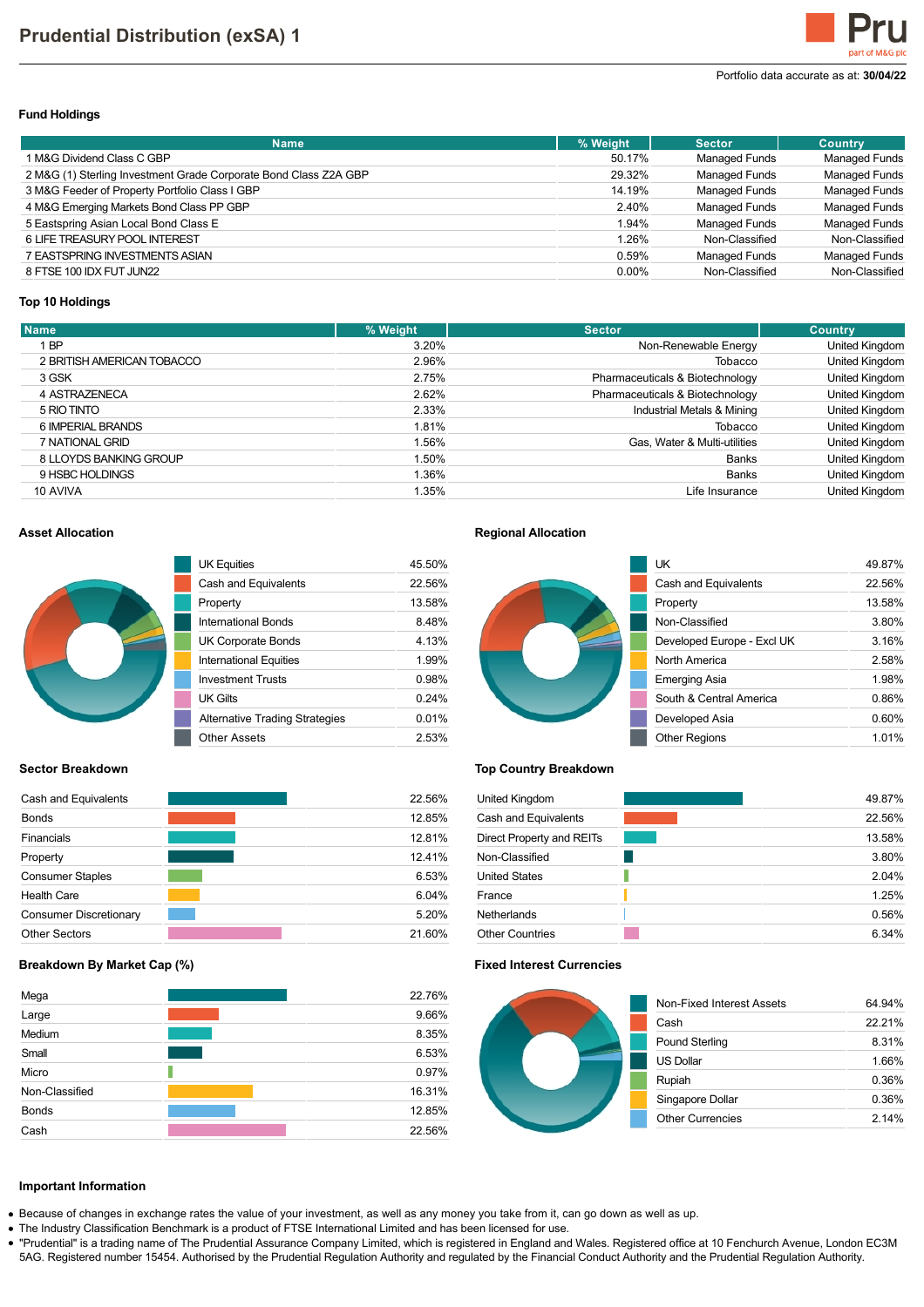# Prudential Distribution (exSA) 1

Portfolio data accurate as at: **30/04/22**

## Fund Holdings

| Name | % Weight | Sector | Country |
|---|---|---|---|
| 1 M&G Dividend Class C GBP | 50.17% | Managed Funds | Managed Funds |
| 2 M&G (1) Sterling Investment Grade Corporate Bond Class Z2A GBP | 29.32% | Managed Funds | Managed Funds |
| 3 M&G Feeder of Property Portfolio Class I GBP | 14.19% | Managed Funds | Managed Funds |
| 4 M&G Emerging Markets Bond Class PP GBP | 2.40% | Managed Funds | Managed Funds |
| 5 Eastspring Asian Local Bond Class E | 1.94% | Managed Funds | Managed Funds |
| 6 LIFE TREASURY POOL INTEREST | 1.26% | Non-Classified | Non-Classified |
| 7 EASTSPRING INVESTMENTS ASIAN | 0.59% | Managed Funds | Managed Funds |
| 8 FTSE 100 IDX FUT JUN22 | 0.00% | Non-Classified | Non-Classified |

## Top 10 Holdings

| Name | % Weight | Sector | Country |
|---|---|---|---|
| 1 BP | 3.20% | Non-Renewable Energy | United Kingdom |
| 2 BRITISH AMERICAN TOBACCO | 2.96% | Tobacco | United Kingdom |
| 3 GSK | 2.75% | Pharmaceuticals & Biotechnology | United Kingdom |
| 4 ASTRAZENECA | 2.62% | Pharmaceuticals & Biotechnology | United Kingdom |
| 5 RIO TINTO | 2.33% | Industrial Metals & Mining | United Kingdom |
| 6 IMPERIAL BRANDS | 1.81% | Tobacco | United Kingdom |
| 7 NATIONAL GRID | 1.56% | Gas, Water & Multi-utilities | United Kingdom |
| 8 LLOYDS BANKING GROUP | 1.50% | Banks | United Kingdom |
| 9 HSBC HOLDINGS | 1.36% | Banks | United Kingdom |
| 10 AVIVA | 1.35% | Life Insurance | United Kingdom |

## Asset Allocation

UK Equities 45.50%
Cash and Equivalents 22.56%
Property 13.58%
International Bonds 8.48%
UK Corporate Bonds 4.13%
International Equities 1.99%
Investment Trusts 0.98%
UK Gilts 0.24%
Alternative Trading Strategies 0.01%
Other Assets 2.53%

## Regional Allocation

UK 49.87%
Cash and Equivalents 22.56%
Property 13.58%
Non-Classified 3.80%
Developed Europe - Excl UK 3.16%
North America 2.58%
Emerging Asia 1.98%
South & Central America 0.86%
Developed Asia 0.60%
Other Regions 1.01%

## Sector Breakdown

Cash and Equivalents 22.56%
Bonds 12.85%
Financials 12.81%
Property 12.41%
Consumer Staples 6.53%
Health Care 6.04%
Consumer Discretionary 5.20%
Other Sectors 21.60%

## Top Country Breakdown

United Kingdom 49.87%
Cash and Equivalents 22.56%
Direct Property and REITs 13.58%
Non-Classified 3.80%
United States 2.04%
France 1.25%
Netherlands 0.56%
Other Countries 6.34%

## Breakdown By Market Cap (%)

Mega 22.76%
Large 9.66%
Medium 8.35%
Small 6.53%
Micro 0.97%
Non-Classified 16.31%
Bonds 12.85%
Cash 22.56%

## Fixed Interest Currencies

Non-Fixed Interest Assets 64.94%
Cash 22.21%
Pound Sterling 8.31%
US Dollar 1.66%
Rupiah 0.36%
Singapore Dollar 0.36%
Other Currencies 2.14%

## Important Information

- Because of changes in exchange rates the value of your investment, as well as any money you take from it, can go down as well as up.
- The Industry Classification Benchmark is a product of FTSE International Limited and has been licensed for use.
- "Prudential" is a trading name of The Prudential Assurance Company Limited, which is registered in England and Wales. Registered office at 10 Fenchurch Avenue, London EC3M 5AG. Registered number 15454. Authorised by the Prudential Regulation Authority and regulated by the Financial Conduct Authority and the Prudential Regulation Authority.